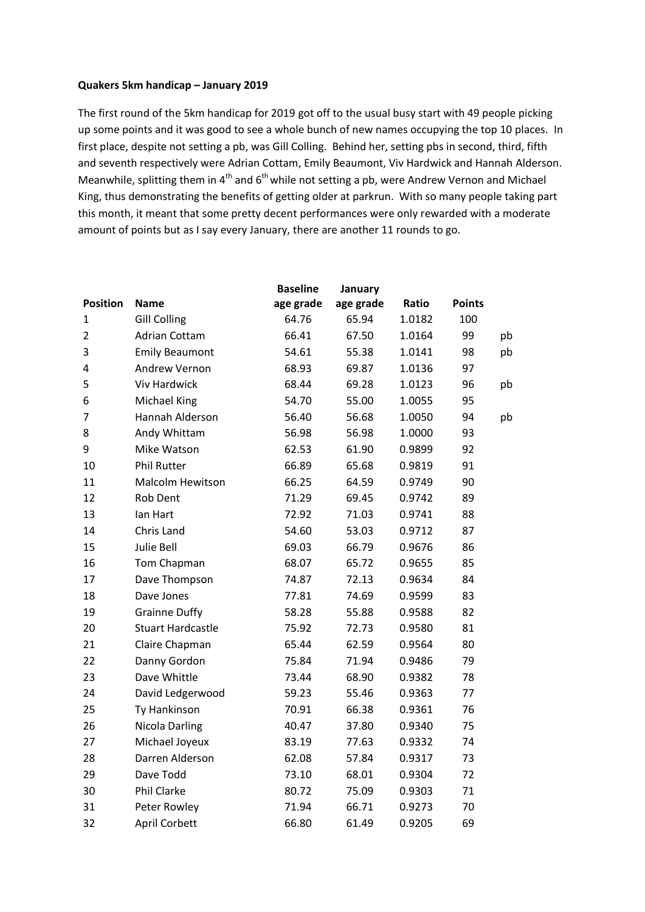**Quakers 5km handicap – January 2019**

The first round of the 5km handicap for 2019 got off to the usual busy start with 49 people picking up some points and it was good to see a whole bunch of new names occupying the top 10 places. In first place, despite not setting a pb, was Gill Colling. Behind her, setting pbs in second, third, fifth and seventh respectively were Adrian Cottam, Emily Beaumont, Viv Hardwick and Hannah Alderson. Meanwhile, splitting them in 4th and 6th while not setting a pb, were Andrew Vernon and Michael King, thus demonstrating the benefits of getting older at parkrun. With so many people taking part this month, it meant that some pretty decent performances were only rewarded with a moderate amount of points but as I say every January, there are another 11 rounds to go.

| Position | Name | Baseline age grade | January age grade | Ratio | Points | |
|---|---|---|---|---|---|---|
| 1 | Gill Colling | 64.76 | 65.94 | 1.0182 | 100 | |
| 2 | Adrian Cottam | 66.41 | 67.50 | 1.0164 | 99 | pb |
| 3 | Emily Beaumont | 54.61 | 55.38 | 1.0141 | 98 | pb |
| 4 | Andrew Vernon | 68.93 | 69.87 | 1.0136 | 97 | |
| 5 | Viv Hardwick | 68.44 | 69.28 | 1.0123 | 96 | pb |
| 6 | Michael King | 54.70 | 55.00 | 1.0055 | 95 | |
| 7 | Hannah Alderson | 56.40 | 56.68 | 1.0050 | 94 | pb |
| 8 | Andy Whittam | 56.98 | 56.98 | 1.0000 | 93 | |
| 9 | Mike Watson | 62.53 | 61.90 | 0.9899 | 92 | |
| 10 | Phil Rutter | 66.89 | 65.68 | 0.9819 | 91 | |
| 11 | Malcolm Hewitson | 66.25 | 64.59 | 0.9749 | 90 | |
| 12 | Rob Dent | 71.29 | 69.45 | 0.9742 | 89 | |
| 13 | Ian Hart | 72.92 | 71.03 | 0.9741 | 88 | |
| 14 | Chris Land | 54.60 | 53.03 | 0.9712 | 87 | |
| 15 | Julie Bell | 69.03 | 66.79 | 0.9676 | 86 | |
| 16 | Tom Chapman | 68.07 | 65.72 | 0.9655 | 85 | |
| 17 | Dave Thompson | 74.87 | 72.13 | 0.9634 | 84 | |
| 18 | Dave Jones | 77.81 | 74.69 | 0.9599 | 83 | |
| 19 | Grainne Duffy | 58.28 | 55.88 | 0.9588 | 82 | |
| 20 | Stuart Hardcastle | 75.92 | 72.73 | 0.9580 | 81 | |
| 21 | Claire Chapman | 65.44 | 62.59 | 0.9564 | 80 | |
| 22 | Danny Gordon | 75.84 | 71.94 | 0.9486 | 79 | |
| 23 | Dave Whittle | 73.44 | 68.90 | 0.9382 | 78 | |
| 24 | David Ledgerwood | 59.23 | 55.46 | 0.9363 | 77 | |
| 25 | Ty Hankinson | 70.91 | 66.38 | 0.9361 | 76 | |
| 26 | Nicola Darling | 40.47 | 37.80 | 0.9340 | 75 | |
| 27 | Michael Joyeux | 83.19 | 77.63 | 0.9332 | 74 | |
| 28 | Darren Alderson | 62.08 | 57.84 | 0.9317 | 73 | |
| 29 | Dave Todd | 73.10 | 68.01 | 0.9304 | 72 | |
| 30 | Phil Clarke | 80.72 | 75.09 | 0.9303 | 71 | |
| 31 | Peter Rowley | 71.94 | 66.71 | 0.9273 | 70 | |
| 32 | April Corbett | 66.80 | 61.49 | 0.9205 | 69 | |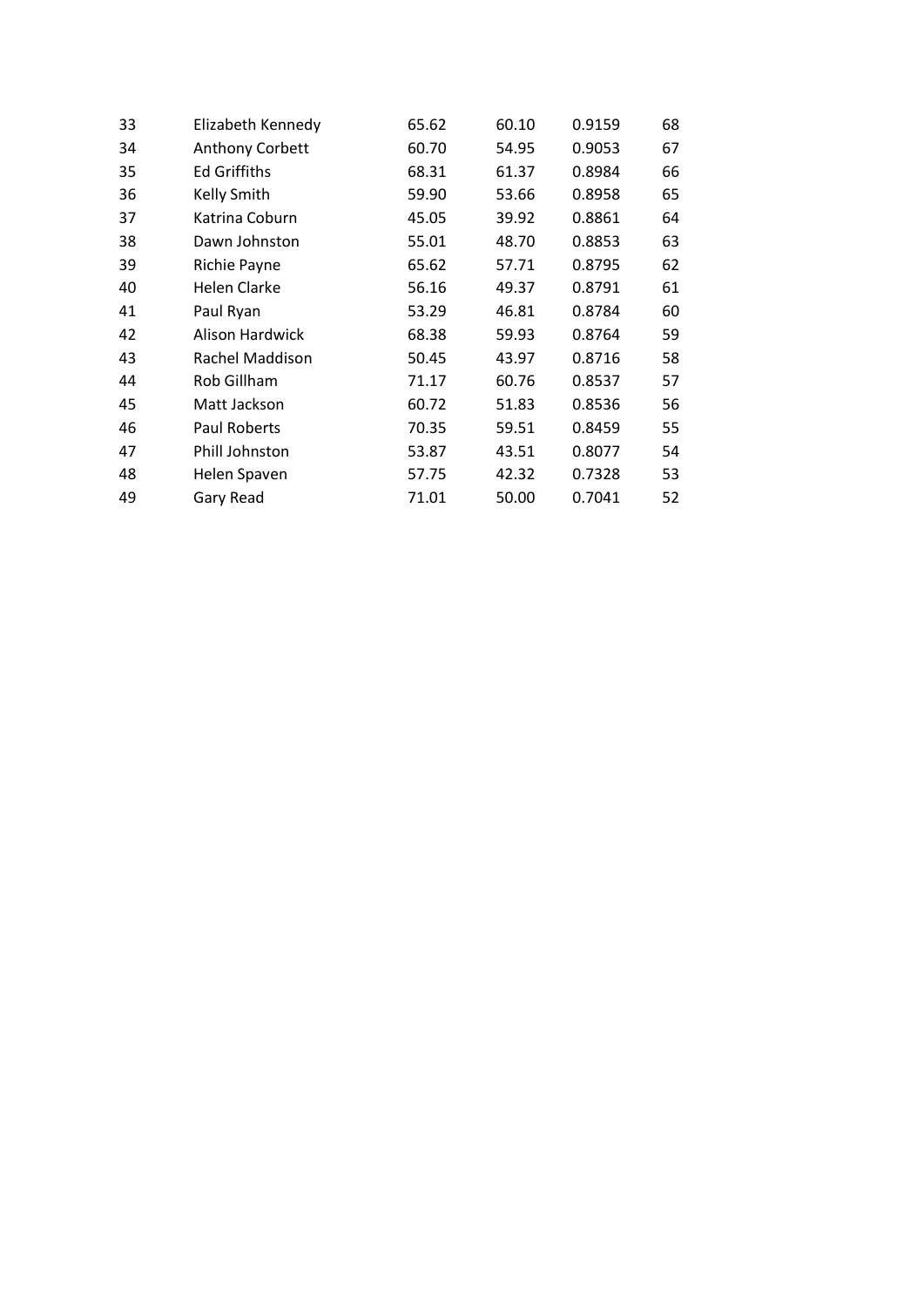| | | | | | |
|---|---|---|---|---|---|
| 33 | Elizabeth Kennedy | 65.62 | 60.10 | 0.9159 | 68 |
| 34 | Anthony Corbett | 60.70 | 54.95 | 0.9053 | 67 |
| 35 | Ed Griffiths | 68.31 | 61.37 | 0.8984 | 66 |
| 36 | Kelly Smith | 59.90 | 53.66 | 0.8958 | 65 |
| 37 | Katrina Coburn | 45.05 | 39.92 | 0.8861 | 64 |
| 38 | Dawn Johnston | 55.01 | 48.70 | 0.8853 | 63 |
| 39 | Richie Payne | 65.62 | 57.71 | 0.8795 | 62 |
| 40 | Helen Clarke | 56.16 | 49.37 | 0.8791 | 61 |
| 41 | Paul Ryan | 53.29 | 46.81 | 0.8784 | 60 |
| 42 | Alison Hardwick | 68.38 | 59.93 | 0.8764 | 59 |
| 43 | Rachel Maddison | 50.45 | 43.97 | 0.8716 | 58 |
| 44 | Rob Gillham | 71.17 | 60.76 | 0.8537 | 57 |
| 45 | Matt Jackson | 60.72 | 51.83 | 0.8536 | 56 |
| 46 | Paul Roberts | 70.35 | 59.51 | 0.8459 | 55 |
| 47 | Phill Johnston | 53.87 | 43.51 | 0.8077 | 54 |
| 48 | Helen Spaven | 57.75 | 42.32 | 0.7328 | 53 |
| 49 | Gary Read | 71.01 | 50.00 | 0.7041 | 52 |